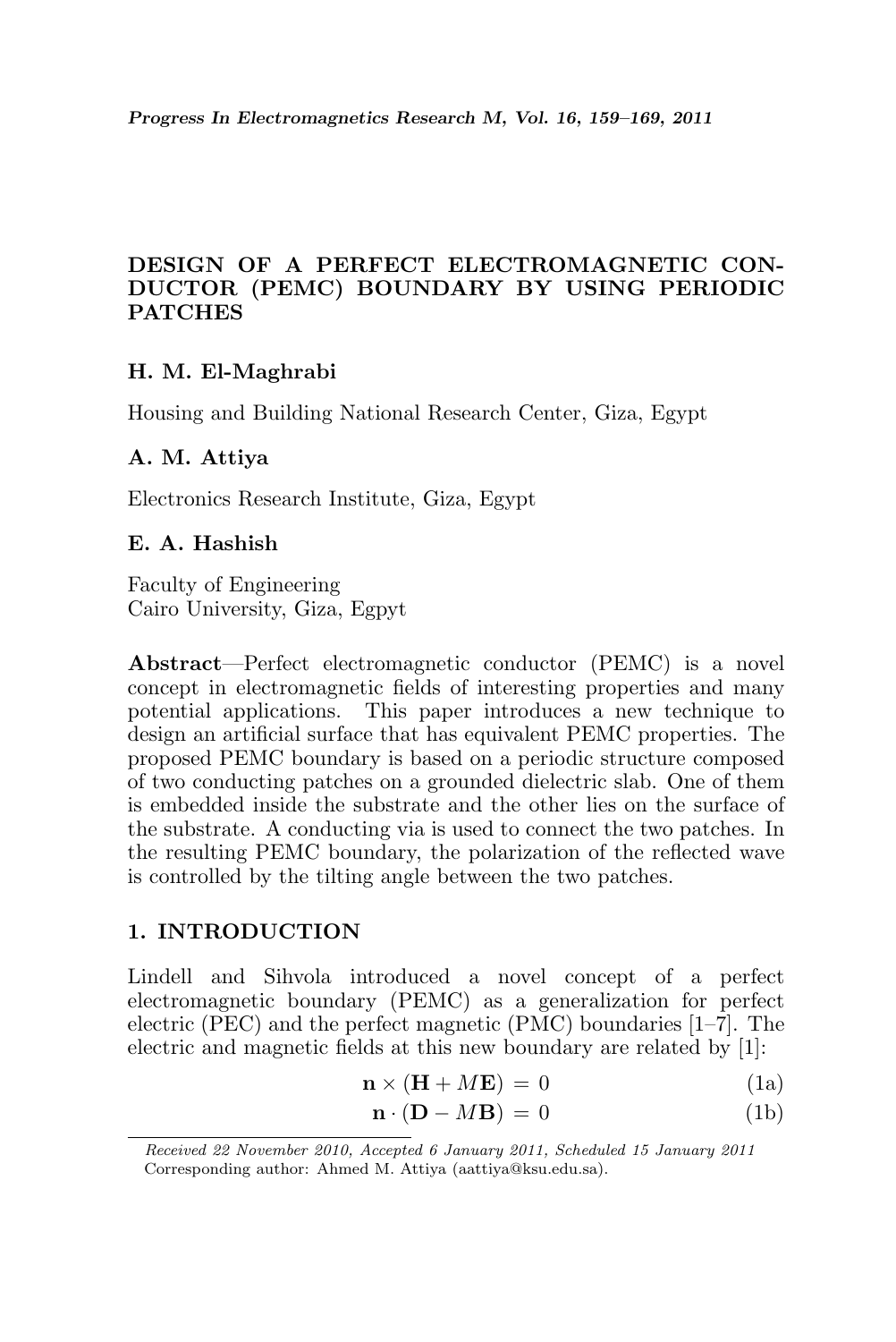# DESIGN OF A PERFECT ELECTROMAGNETIC CONDUCTOR (PEMC) BOUNDARY BY USING PERIODIC PATCHES

**H. M. El-Maghrabi**

Housing and Building National Research Center, Giza, Egypt

**A. M. Attiya**

Electronics Research Institute, Giza, Egypt

**E. A. Hashish**

Faculty of Engineering
Cairo University, Giza, Egpyt

**Abstract**—Perfect electromagnetic conductor (PEMC) is a novel concept in electromagnetic fields of interesting properties and many potential applications. This paper introduces a new technique to design an artificial surface that has equivalent PEMC properties. The proposed PEMC boundary is based on a periodic structure composed of two conducting patches on a grounded dielectric slab. One of them is embedded inside the substrate and the other lies on the surface of the substrate. A conducting via is used to connect the two patches. In the resulting PEMC boundary, the polarization of the reflected wave is controlled by the tilting angle between the two patches.

## 1. INTRODUCTION

Lindell and Sihvola introduced a novel concept of a perfect electromagnetic boundary (PEMC) as a generalization for perfect electric (PEC) and the perfect magnetic (PMC) boundaries [1–7]. The electric and magnetic fields at this new boundary are related by [1]:

$$\mathbf{n} \times (\mathbf{H} + M\mathbf{E}) = 0 \tag{1a}$$

$$\mathbf{n} \cdot (\mathbf{D} - M\mathbf{B}) = 0 \tag{1b}$$

*Received 22 November 2010, Accepted 6 January 2011, Scheduled 15 January 2011*
Corresponding author: Ahmed M. Attiya (aattiya@ksu.edu.sa).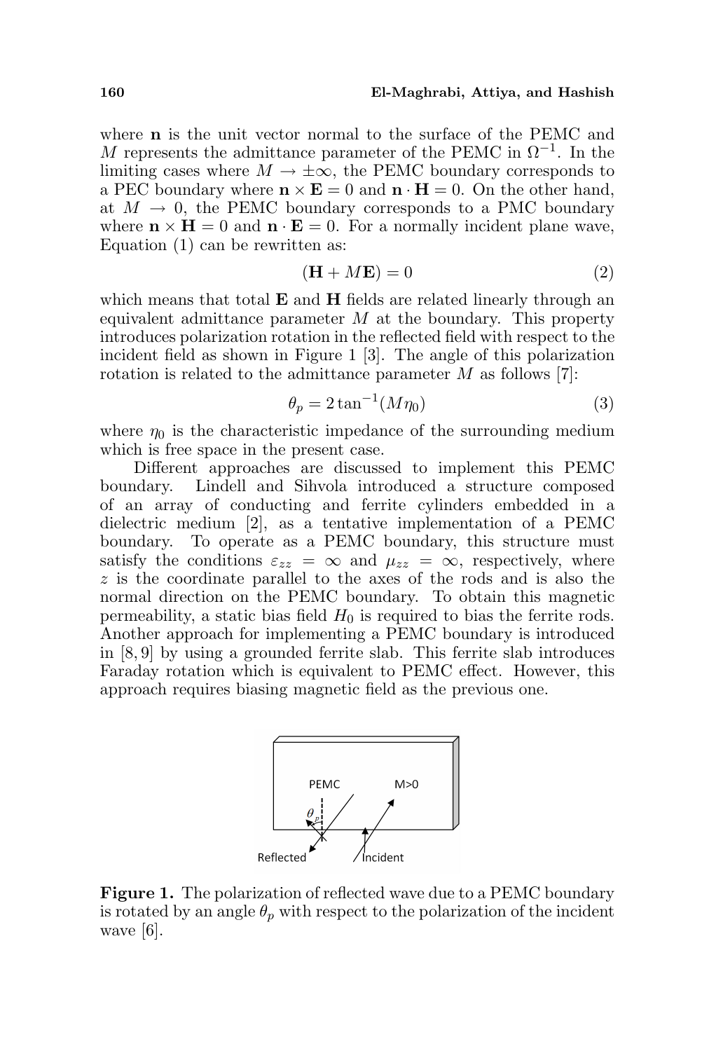where $\mathbf{n}$ is the unit vector normal to the surface of the PEMC and $M$ represents the admittance parameter of the PEMC in $\Omega^{-1}$. In the limiting cases where $M \to \pm\infty$, the PEMC boundary corresponds to a PEC boundary where $\mathbf{n} \times \mathbf{E} = 0$ and $\mathbf{n} \cdot \mathbf{H} = 0$. On the other hand, at $M \to 0$, the PEMC boundary corresponds to a PMC boundary where $\mathbf{n} \times \mathbf{H} = 0$ and $\mathbf{n} \cdot \mathbf{E} = 0$. For a normally incident plane wave, Equation (1) can be rewritten as:

$$(\mathbf{H} + M\mathbf{E}) = 0 \tag{2}$$

which means that total $\mathbf{E}$ and $\mathbf{H}$ fields are related linearly through an equivalent admittance parameter $M$ at the boundary. This property introduces polarization rotation in the reflected field with respect to the incident field as shown in Figure 1 [3]. The angle of this polarization rotation is related to the admittance parameter $M$ as follows [7]:

$$\theta_p = 2\tan^{-1}(M\eta_0) \tag{3}$$

where $\eta_0$ is the characteristic impedance of the surrounding medium which is free space in the present case.

Different approaches are discussed to implement this PEMC boundary. Lindell and Sihvola introduced a structure composed of an array of conducting and ferrite cylinders embedded in a dielectric medium [2], as a tentative implementation of a PEMC boundary. To operate as a PEMC boundary, this structure must satisfy the conditions $\varepsilon_{zz} = \infty$ and $\mu_{zz} = \infty$, respectively, where $z$ is the coordinate parallel to the axes of the rods and is also the normal direction on the PEMC boundary. To obtain this magnetic permeability, a static bias field $H_0$ is required to bias the ferrite rods. Another approach for implementing a PEMC boundary is introduced in [8, 9] by using a grounded ferrite slab. This ferrite slab introduces Faraday rotation which is equivalent to PEMC effect. However, this approach requires biasing magnetic field as the previous one.

**Figure 1.** The polarization of reflected wave due to a PEMC boundary is rotated by an angle $\theta_p$ with respect to the polarization of the incident wave [6].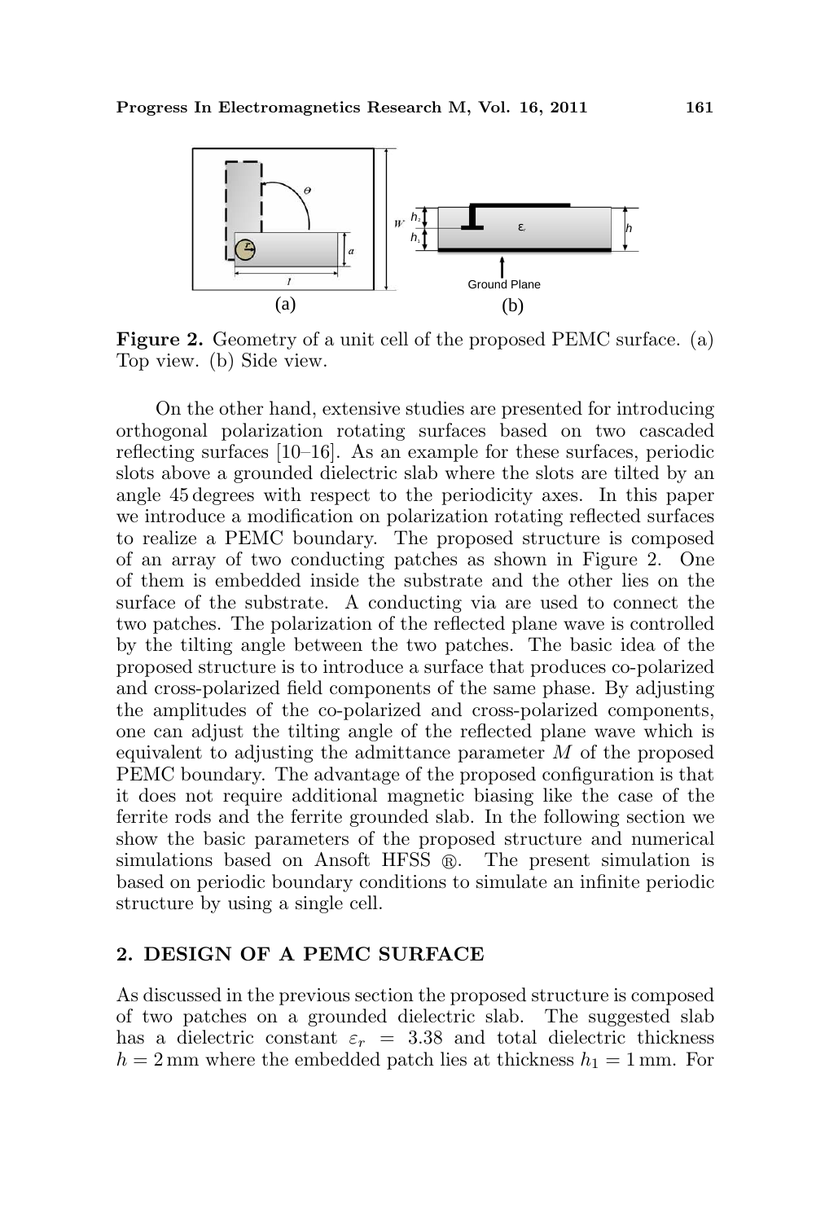**Figure 2.** Geometry of a unit cell of the proposed PEMC surface. (a) Top view. (b) Side view.

On the other hand, extensive studies are presented for introducing orthogonal polarization rotating surfaces based on two cascaded reflecting surfaces [10–16]. As an example for these surfaces, periodic slots above a grounded dielectric slab where the slots are tilted by an angle 45 degrees with respect to the periodicity axes. In this paper we introduce a modification on polarization rotating reflected surfaces to realize a PEMC boundary. The proposed structure is composed of an array of two conducting patches as shown in Figure 2. One of them is embedded inside the substrate and the other lies on the surface of the substrate. A conducting via are used to connect the two patches. The polarization of the reflected plane wave is controlled by the tilting angle between the two patches. The basic idea of the proposed structure is to introduce a surface that produces co-polarized and cross-polarized field components of the same phase. By adjusting the amplitudes of the co-polarized and cross-polarized components, one can adjust the tilting angle of the reflected plane wave which is equivalent to adjusting the admittance parameter $M$ of the proposed PEMC boundary. The advantage of the proposed configuration is that it does not require additional magnetic biasing like the case of the ferrite rods and the ferrite grounded slab. In the following section we show the basic parameters of the proposed structure and numerical simulations based on Ansoft HFSS ®. The present simulation is based on periodic boundary conditions to simulate an infinite periodic structure by using a single cell.

## 2. DESIGN OF A PEMC SURFACE

As discussed in the previous section the proposed structure is composed of two patches on a grounded dielectric slab. The suggested slab has a dielectric constant $\varepsilon_r = 3.38$ and total dielectric thickness $h = 2\,\text{mm}$ where the embedded patch lies at thickness $h_1 = 1\,\text{mm}$. For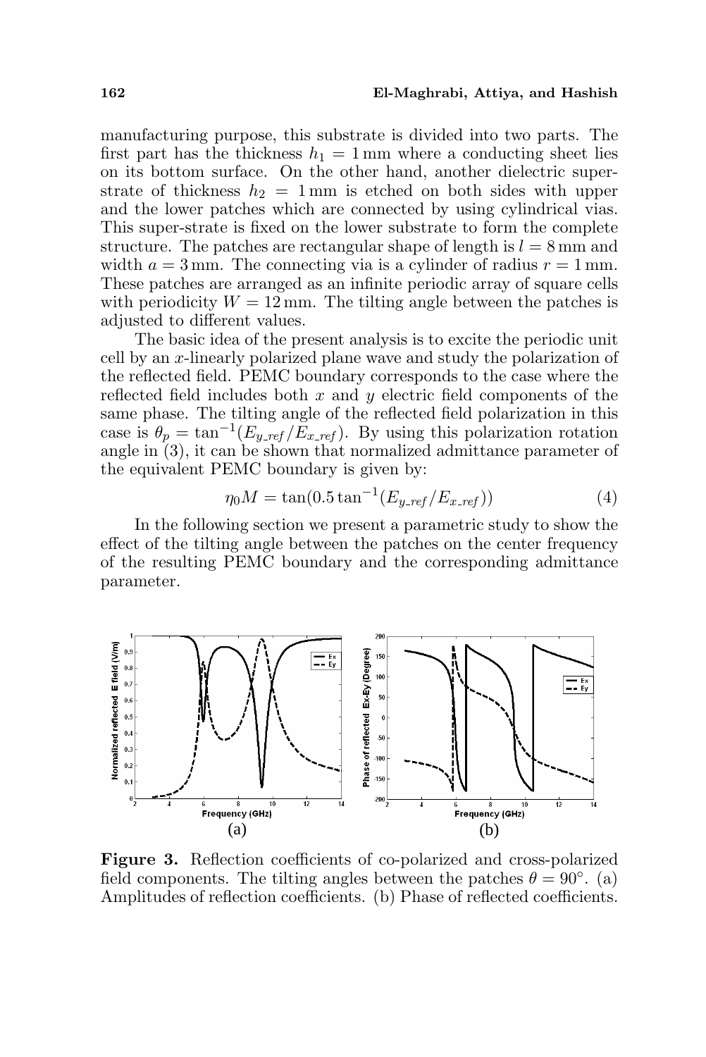manufacturing purpose, this substrate is divided into two parts. The first part has the thickness $h_1 = 1\,\text{mm}$ where a conducting sheet lies on its bottom surface. On the other hand, another dielectric super-strate of thickness $h_2 = 1\,\text{mm}$ is etched on both sides with upper and the lower patches which are connected by using cylindrical vias. This super-strate is fixed on the lower substrate to form the complete structure. The patches are rectangular shape of length is $l = 8\,\text{mm}$ and width $a = 3\,\text{mm}$. The connecting via is a cylinder of radius $r = 1\,\text{mm}$. These patches are arranged as an infinite periodic array of square cells with periodicity $W = 12\,\text{mm}$. The tilting angle between the patches is adjusted to different values.

The basic idea of the present analysis is to excite the periodic unit cell by an $x$-linearly polarized plane wave and study the polarization of the reflected field. PEMC boundary corresponds to the case where the reflected field includes both $x$ and $y$ electric field components of the same phase. The tilting angle of the reflected field polarization in this case is $\theta_p = \tan^{-1}(E_{y\_ref}/E_{x\_ref})$. By using this polarization rotation angle in (3), it can be shown that normalized admittance parameter of the equivalent PEMC boundary is given by:

$$\eta_0 M = \tan(0.5 \tan^{-1}(E_{y\_ref}/E_{x\_ref})) \tag{4}$$

In the following section we present a parametric study to show the effect of the tilting angle between the patches on the center frequency of the resulting PEMC boundary and the corresponding admittance parameter.

**Figure 3.** Reflection coefficients of co-polarized and cross-polarized field components. The tilting angles between the patches $\theta = 90^\circ$. (a) Amplitudes of reflection coefficients. (b) Phase of reflected coefficients.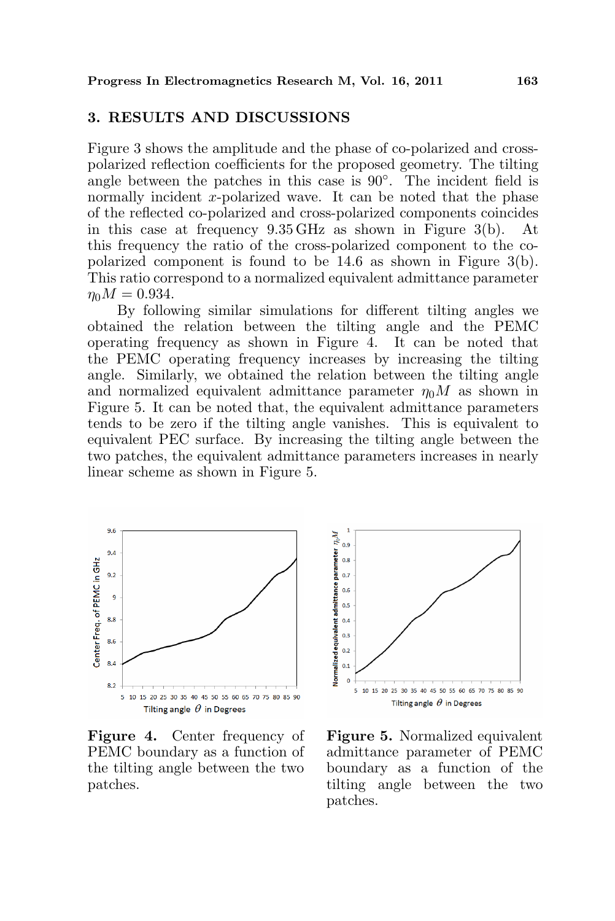## 3. RESULTS AND DISCUSSIONS

Figure 3 shows the amplitude and the phase of co-polarized and cross-polarized reflection coefficients for the proposed geometry. The tilting angle between the patches in this case is 90°. The incident field is normally incident $x$-polarized wave. It can be noted that the phase of the reflected co-polarized and cross-polarized components coincides in this case at frequency 9.35 GHz as shown in Figure 3(b). At this frequency the ratio of the cross-polarized component to the co-polarized component is found to be 14.6 as shown in Figure 3(b). This ratio correspond to a normalized equivalent admittance parameter $\eta_0 M = 0.934$.

By following similar simulations for different tilting angles we obtained the relation between the tilting angle and the PEMC operating frequency as shown in Figure 4. It can be noted that the PEMC operating frequency increases by increasing the tilting angle. Similarly, we obtained the relation between the tilting angle and normalized equivalent admittance parameter $\eta_0 M$ as shown in Figure 5. It can be noted that, the equivalent admittance parameters tends to be zero if the tilting angle vanishes. This is equivalent to equivalent PEC surface. By increasing the tilting angle between the two patches, the equivalent admittance parameters increases in nearly linear scheme as shown in Figure 5.

**Figure 4.** Center frequency of PEMC boundary as a function of the tilting angle between the two patches.

**Figure 5.** Normalized equivalent admittance parameter of PEMC boundary as a function of the tilting angle between the two patches.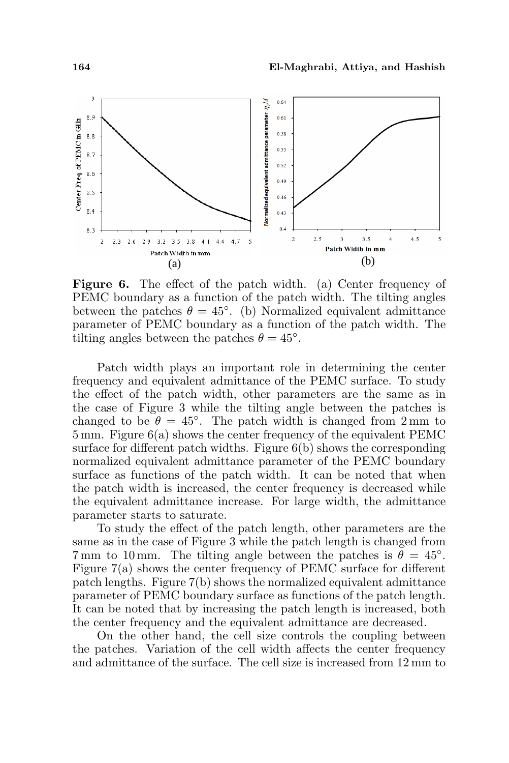**Figure 6.** The effect of the patch width. (a) Center frequency of PEMC boundary as a function of the patch width. The tilting angles between the patches $\theta = 45^\circ$. (b) Normalized equivalent admittance parameter of PEMC boundary as a function of the patch width. The tilting angles between the patches $\theta = 45^\circ$.

Patch width plays an important role in determining the center frequency and equivalent admittance of the PEMC surface. To study the effect of the patch width, other parameters are the same as in the case of Figure 3 while the tilting angle between the patches is changed to be $\theta = 45^\circ$. The patch width is changed from 2 mm to 5 mm. Figure 6(a) shows the center frequency of the equivalent PEMC surface for different patch widths. Figure 6(b) shows the corresponding normalized equivalent admittance parameter of the PEMC boundary surface as functions of the patch width. It can be noted that when the patch width is increased, the center frequency is decreased while the equivalent admittance increase. For large width, the admittance parameter starts to saturate.

To study the effect of the patch length, other parameters are the same as in the case of Figure 3 while the patch length is changed from 7 mm to 10 mm. The tilting angle between the patches is $\theta = 45^\circ$. Figure 7(a) shows the center frequency of PEMC surface for different patch lengths. Figure 7(b) shows the normalized equivalent admittance parameter of PEMC boundary surface as functions of the patch length. It can be noted that by increasing the patch length is increased, both the center frequency and the equivalent admittance are decreased.

On the other hand, the cell size controls the coupling between the patches. Variation of the cell width affects the center frequency and admittance of the surface. The cell size is increased from 12 mm to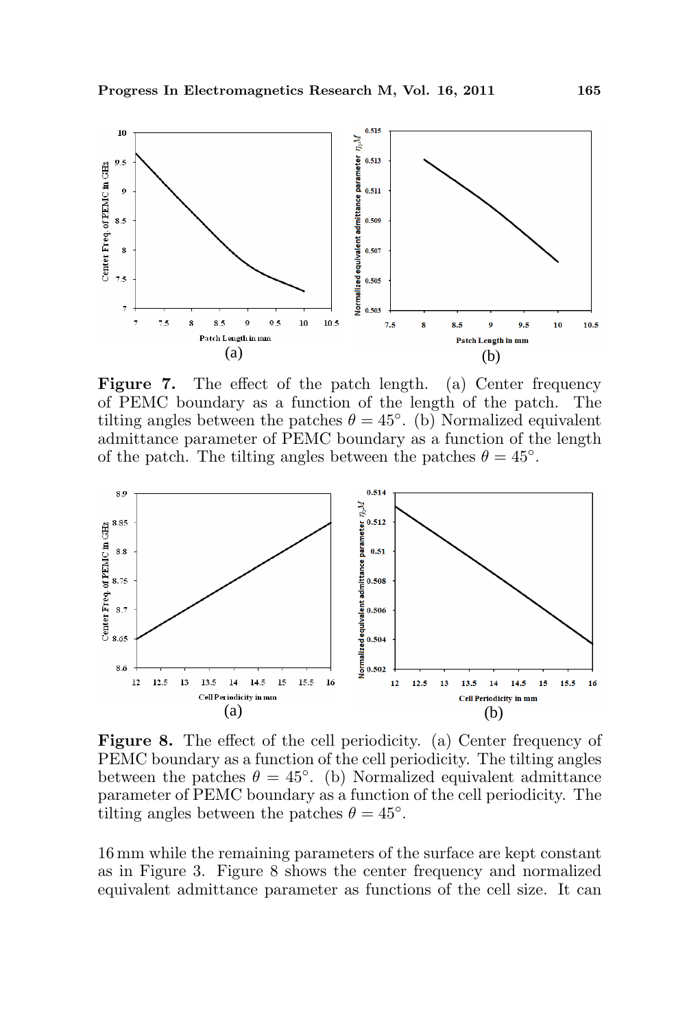**Figure 7.** The effect of the patch length. (a) Center frequency of PEMC boundary as a function of the length of the patch. The tilting angles between the patches $\theta = 45°$. (b) Normalized equivalent admittance parameter of PEMC boundary as a function of the length of the patch. The tilting angles between the patches $\theta = 45°$.

**Figure 8.** The effect of the cell periodicity. (a) Center frequency of PEMC boundary as a function of the cell periodicity. The tilting angles between the patches $\theta = 45°$. (b) Normalized equivalent admittance parameter of PEMC boundary as a function of the cell periodicity. The tilting angles between the patches $\theta = 45°$.

16 mm while the remaining parameters of the surface are kept constant as in Figure 3. Figure 8 shows the center frequency and normalized equivalent admittance parameter as functions of the cell size. It can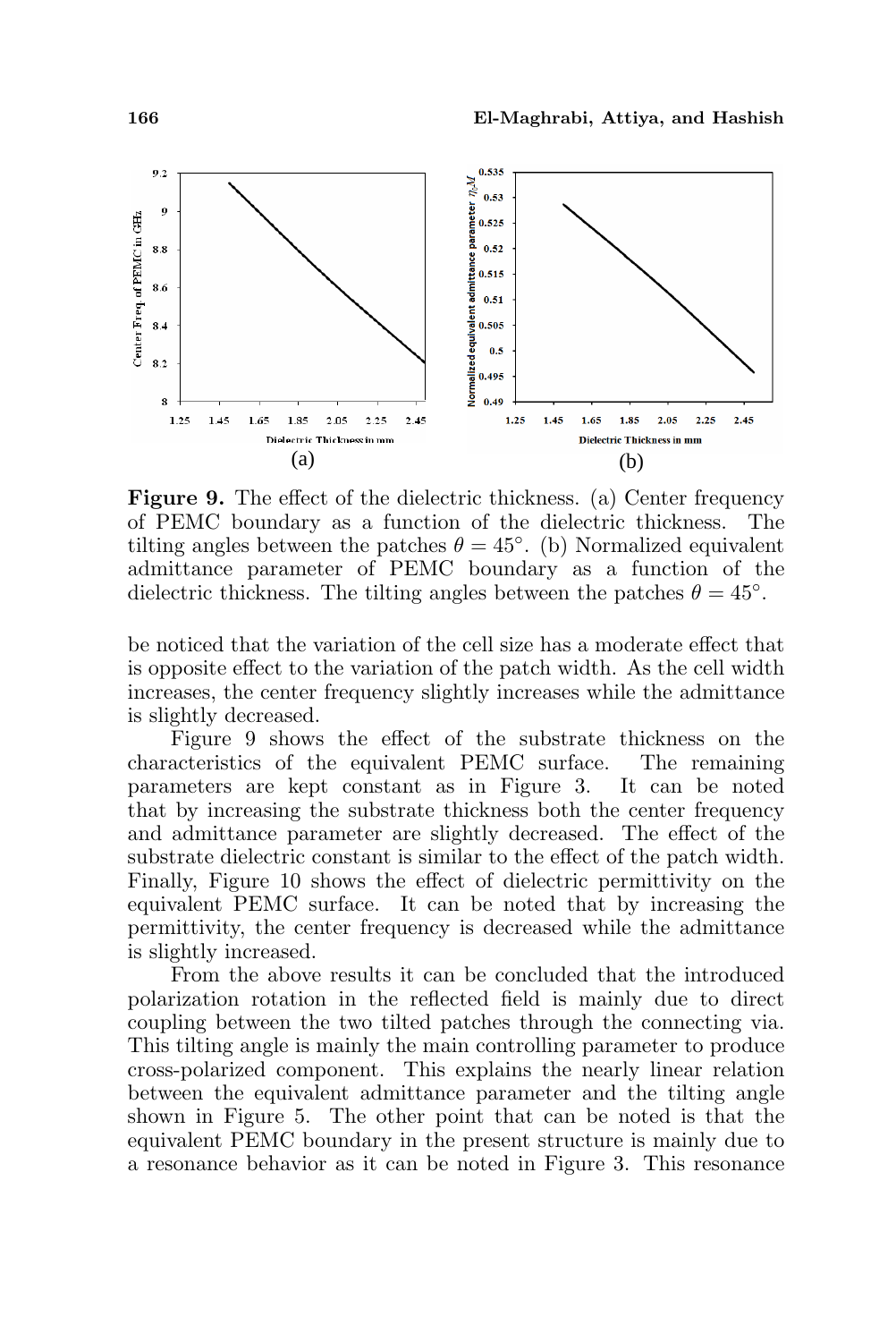**Figure 9.** The effect of the dielectric thickness. (a) Center frequency of PEMC boundary as a function of the dielectric thickness. The tilting angles between the patches $\theta = 45^{\circ}$. (b) Normalized equivalent admittance parameter of PEMC boundary as a function of the dielectric thickness. The tilting angles between the patches $\theta = 45^{\circ}$.

be noticed that the variation of the cell size has a moderate effect that is opposite effect to the variation of the patch width. As the cell width increases, the center frequency slightly increases while the admittance is slightly decreased.

Figure 9 shows the effect of the substrate thickness on the characteristics of the equivalent PEMC surface. The remaining parameters are kept constant as in Figure 3. It can be noted that by increasing the substrate thickness both the center frequency and admittance parameter are slightly decreased. The effect of the substrate dielectric constant is similar to the effect of the patch width. Finally, Figure 10 shows the effect of dielectric permittivity on the equivalent PEMC surface. It can be noted that by increasing the permittivity, the center frequency is decreased while the admittance is slightly increased.

From the above results it can be concluded that the introduced polarization rotation in the reflected field is mainly due to direct coupling between the two tilted patches through the connecting via. This tilting angle is mainly the main controlling parameter to produce cross-polarized component. This explains the nearly linear relation between the equivalent admittance parameter and the tilting angle shown in Figure 5. The other point that can be noted is that the equivalent PEMC boundary in the present structure is mainly due to a resonance behavior as it can be noted in Figure 3. This resonance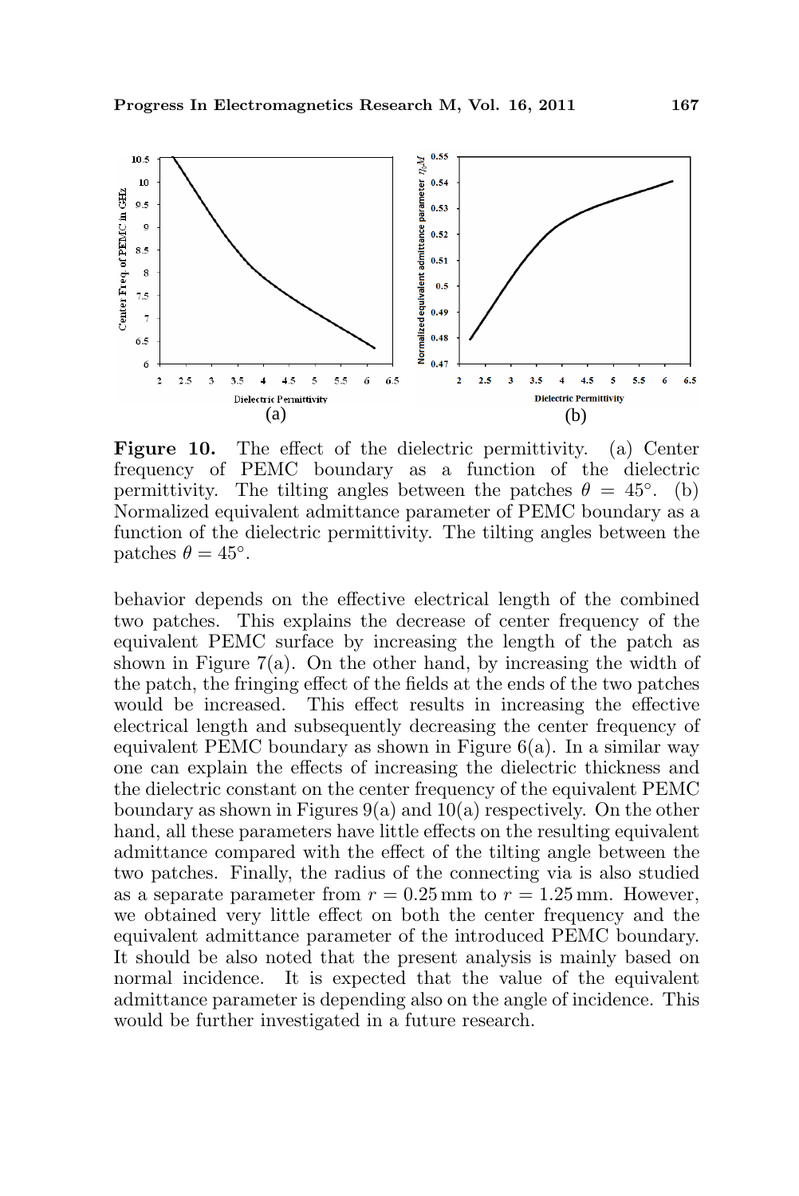**Figure 10.** The effect of the dielectric permittivity. (a) Center frequency of PEMC boundary as a function of the dielectric permittivity. The tilting angles between the patches $\theta = 45°$. (b) Normalized equivalent admittance parameter of PEMC boundary as a function of the dielectric permittivity. The tilting angles between the patches $\theta = 45°$.

behavior depends on the effective electrical length of the combined two patches. This explains the decrease of center frequency of the equivalent PEMC surface by increasing the length of the patch as shown in Figure 7(a). On the other hand, by increasing the width of the patch, the fringing effect of the fields at the ends of the two patches would be increased. This effect results in increasing the effective electrical length and subsequently decreasing the center frequency of equivalent PEMC boundary as shown in Figure 6(a). In a similar way one can explain the effects of increasing the dielectric thickness and the dielectric constant on the center frequency of the equivalent PEMC boundary as shown in Figures 9(a) and 10(a) respectively. On the other hand, all these parameters have little effects on the resulting equivalent admittance compared with the effect of the tilting angle between the two patches. Finally, the radius of the connecting via is also studied as a separate parameter from $r = 0.25$ mm to $r = 1.25$ mm. However, we obtained very little effect on both the center frequency and the equivalent admittance parameter of the introduced PEMC boundary. It should be also noted that the present analysis is mainly based on normal incidence. It is expected that the value of the equivalent admittance parameter is depending also on the angle of incidence. This would be further investigated in a future research.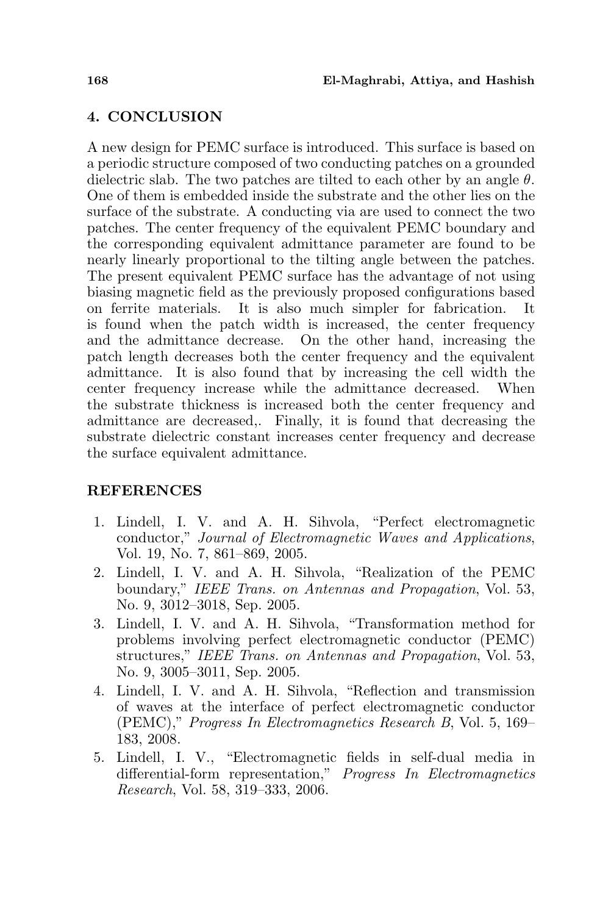## 4. CONCLUSION

A new design for PEMC surface is introduced. This surface is based on a periodic structure composed of two conducting patches on a grounded dielectric slab. The two patches are tilted to each other by an angle $\theta$. One of them is embedded inside the substrate and the other lies on the surface of the substrate. A conducting via are used to connect the two patches. The center frequency of the equivalent PEMC boundary and the corresponding equivalent admittance parameter are found to be nearly linearly proportional to the tilting angle between the patches. The present equivalent PEMC surface has the advantage of not using biasing magnetic field as the previously proposed configurations based on ferrite materials. It is also much simpler for fabrication. It is found when the patch width is increased, the center frequency and the admittance decrease. On the other hand, increasing the patch length decreases both the center frequency and the equivalent admittance. It is also found that by increasing the cell width the center frequency increase while the admittance decreased. When the substrate thickness is increased both the center frequency and admittance are decreased,. Finally, it is found that decreasing the substrate dielectric constant increases center frequency and decrease the surface equivalent admittance.

## REFERENCES

1. Lindell, I. V. and A. H. Sihvola, "Perfect electromagnetic conductor," *Journal of Electromagnetic Waves and Applications*, Vol. 19, No. 7, 861–869, 2005.
2. Lindell, I. V. and A. H. Sihvola, "Realization of the PEMC boundary," *IEEE Trans. on Antennas and Propagation*, Vol. 53, No. 9, 3012–3018, Sep. 2005.
3. Lindell, I. V. and A. H. Sihvola, "Transformation method for problems involving perfect electromagnetic conductor (PEMC) structures," *IEEE Trans. on Antennas and Propagation*, Vol. 53, No. 9, 3005–3011, Sep. 2005.
4. Lindell, I. V. and A. H. Sihvola, "Reflection and transmission of waves at the interface of perfect electromagnetic conductor (PEMC)," *Progress In Electromagnetics Research B*, Vol. 5, 169–183, 2008.
5. Lindell, I. V., "Electromagnetic fields in self-dual media in differential-form representation," *Progress In Electromagnetics Research*, Vol. 58, 319–333, 2006.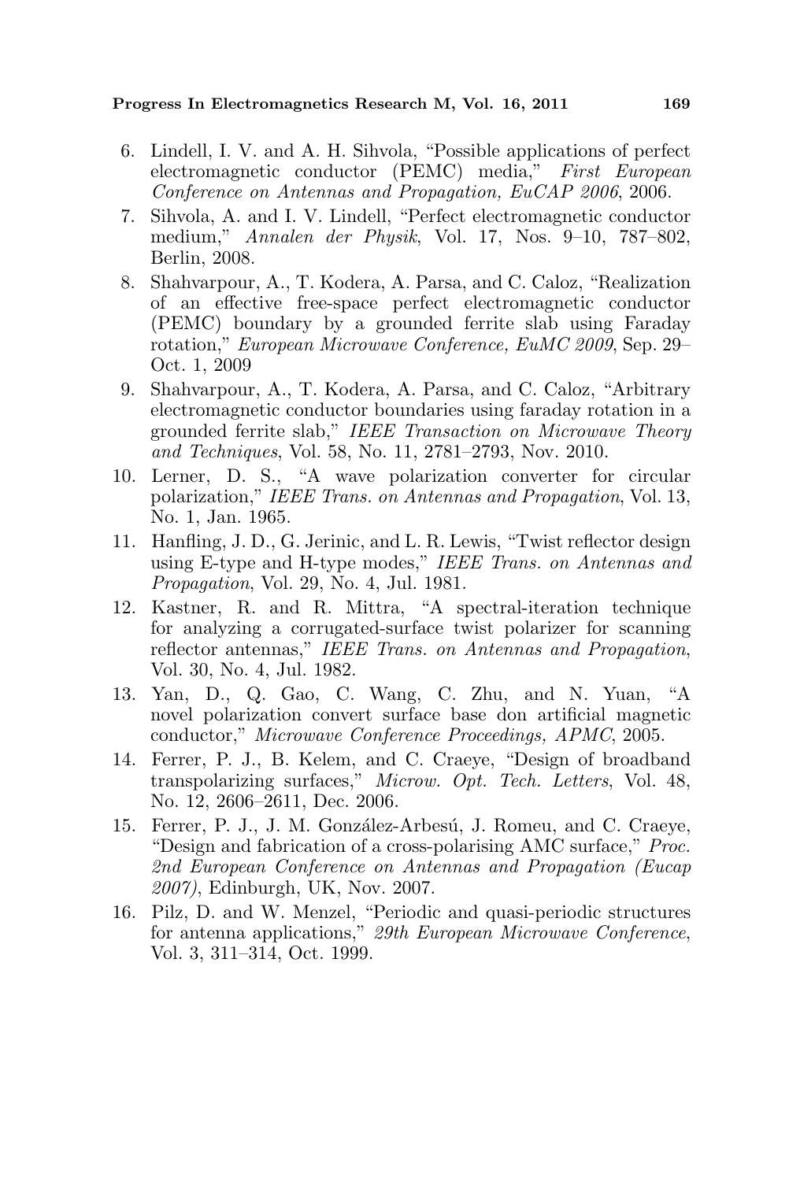6. Lindell, I. V. and A. H. Sihvola, "Possible applications of perfect electromagnetic conductor (PEMC) media," *First European Conference on Antennas and Propagation, EuCAP 2006*, 2006.
7. Sihvola, A. and I. V. Lindell, "Perfect electromagnetic conductor medium," *Annalen der Physik*, Vol. 17, Nos. 9–10, 787–802, Berlin, 2008.
8. Shahvarpour, A., T. Kodera, A. Parsa, and C. Caloz, "Realization of an effective free-space perfect electromagnetic conductor (PEMC) boundary by a grounded ferrite slab using Faraday rotation," *European Microwave Conference, EuMC 2009*, Sep. 29–Oct. 1, 2009
9. Shahvarpour, A., T. Kodera, A. Parsa, and C. Caloz, "Arbitrary electromagnetic conductor boundaries using faraday rotation in a grounded ferrite slab," *IEEE Transaction on Microwave Theory and Techniques*, Vol. 58, No. 11, 2781–2793, Nov. 2010.
10. Lerner, D. S., "A wave polarization converter for circular polarization," *IEEE Trans. on Antennas and Propagation*, Vol. 13, No. 1, Jan. 1965.
11. Hanfling, J. D., G. Jerinic, and L. R. Lewis, "Twist reflector design using E-type and H-type modes," *IEEE Trans. on Antennas and Propagation*, Vol. 29, No. 4, Jul. 1981.
12. Kastner, R. and R. Mittra, "A spectral-iteration technique for analyzing a corrugated-surface twist polarizer for scanning reflector antennas," *IEEE Trans. on Antennas and Propagation*, Vol. 30, No. 4, Jul. 1982.
13. Yan, D., Q. Gao, C. Wang, C. Zhu, and N. Yuan, "A novel polarization convert surface base don artificial magnetic conductor," *Microwave Conference Proceedings, APMC*, 2005.
14. Ferrer, P. J., B. Kelem, and C. Craeye, "Design of broadband transpolarizing surfaces," *Microw. Opt. Tech. Letters*, Vol. 48, No. 12, 2606–2611, Dec. 2006.
15. Ferrer, P. J., J. M. González-Arbesú, J. Romeu, and C. Craeye, "Design and fabrication of a cross-polarising AMC surface," *Proc. 2nd European Conference on Antennas and Propagation (Eucap 2007)*, Edinburgh, UK, Nov. 2007.
16. Pilz, D. and W. Menzel, "Periodic and quasi-periodic structures for antenna applications," *29th European Microwave Conference*, Vol. 3, 311–314, Oct. 1999.